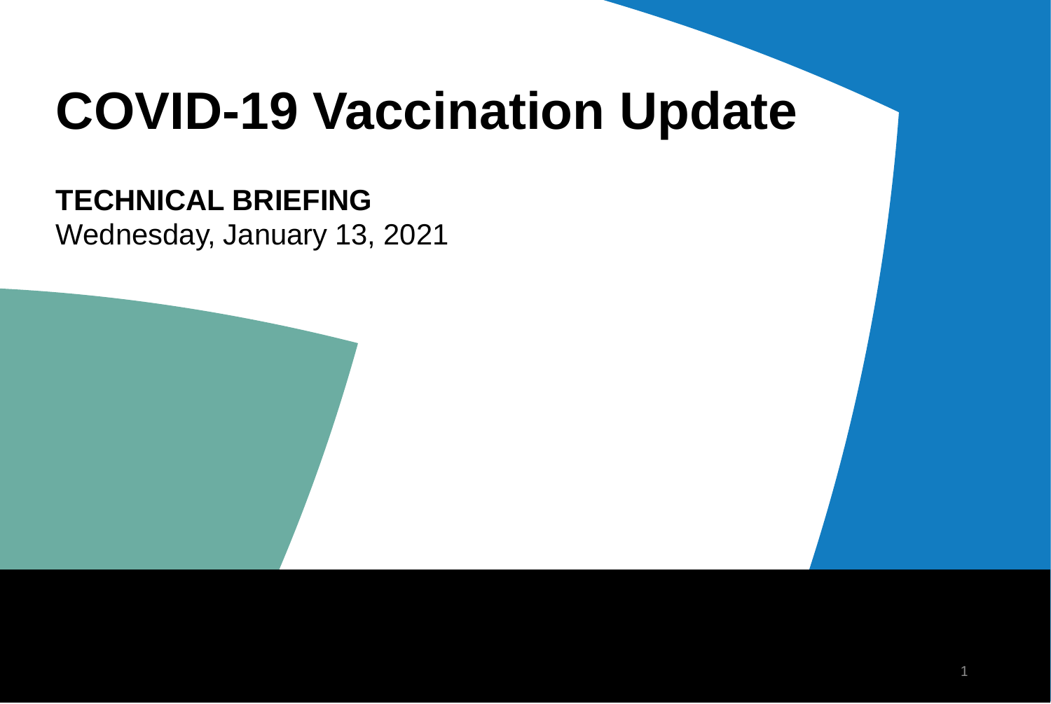# COVID-19 Vaccination Update

**TECHNICAL BRIEFING**
Wednesday, January 13, 2021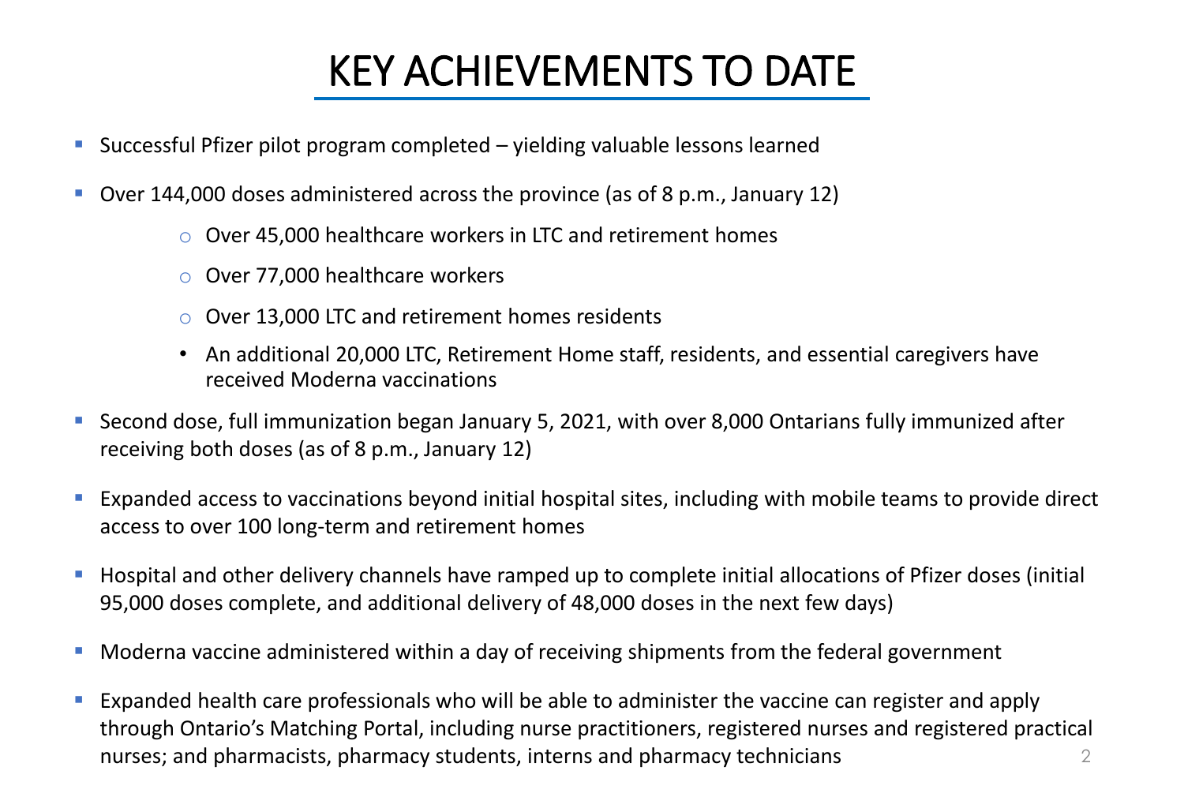# KEY ACHIEVEMENTS TO DATE

- Successful Pfizer pilot program completed – yielding valuable lessons learned
- Over 144,000 doses administered across the province (as of 8 p.m., January 12)
  - Over 45,000 healthcare workers in LTC and retirement homes
  - Over 77,000 healthcare workers
  - Over 13,000 LTC and retirement homes residents
  - An additional 20,000 LTC, Retirement Home staff, residents, and essential caregivers have received Moderna vaccinations
- Second dose, full immunization began January 5, 2021, with over 8,000 Ontarians fully immunized after receiving both doses (as of 8 p.m., January 12)
- Expanded access to vaccinations beyond initial hospital sites, including with mobile teams to provide direct access to over 100 long-term and retirement homes
- Hospital and other delivery channels have ramped up to complete initial allocations of Pfizer doses (initial 95,000 doses complete, and additional delivery of 48,000 doses in the next few days)
- Moderna vaccine administered within a day of receiving shipments from the federal government
- Expanded health care professionals who will be able to administer the vaccine can register and apply through Ontario's Matching Portal, including nurse practitioners, registered nurses and registered practical nurses; and pharmacists, pharmacy students, interns and pharmacy technicians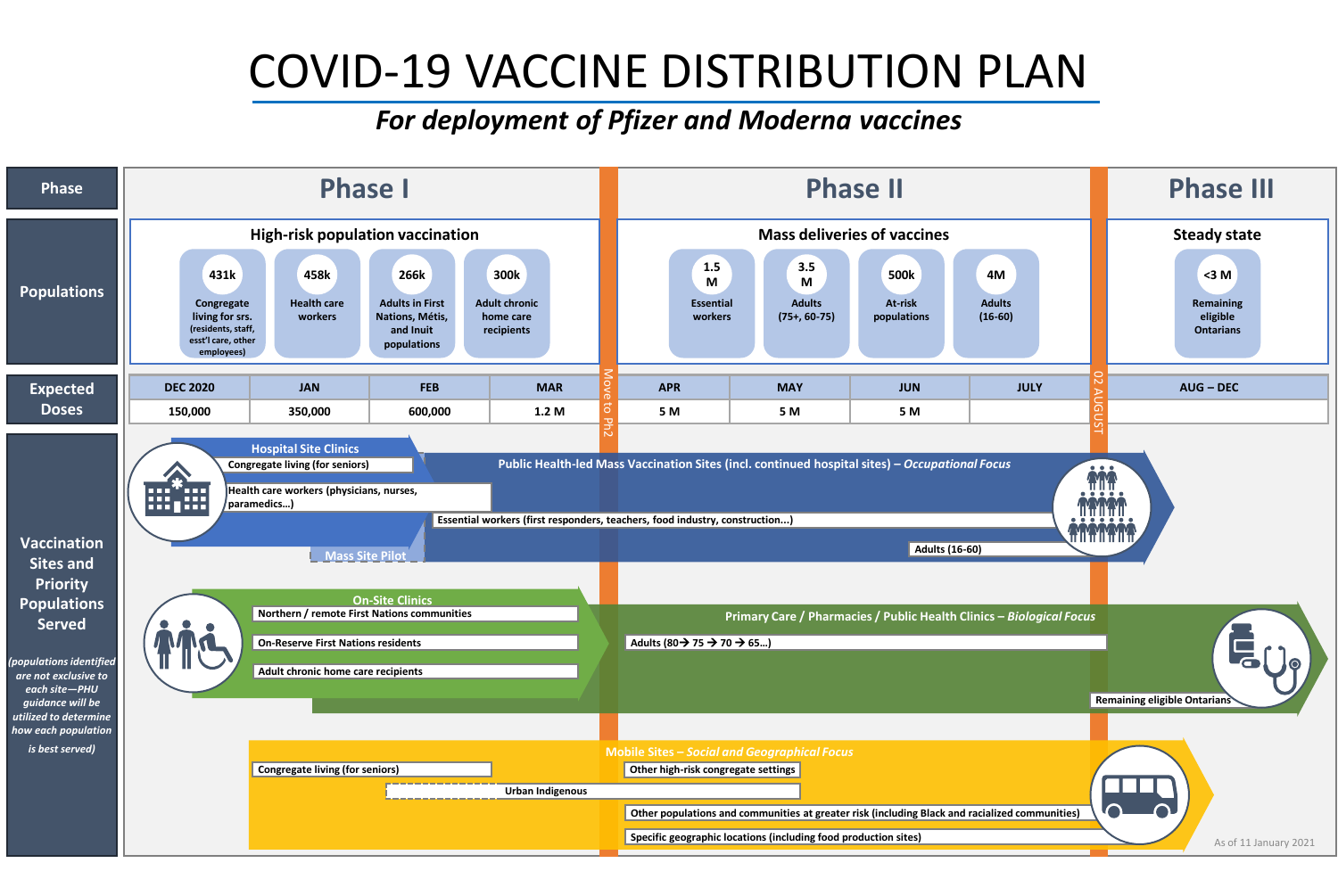# COVID-19 VACCINE DISTRIBUTION PLAN

***For deployment of Pfizer and Moderna vaccines***

| Phase | Phase I | | | | Phase II | | | | Phase III |
|---|---|---|---|---|---|---|---|---|---|
| Populations | **High-risk population vaccination** | | | | **Mass deliveries of vaccines** | | | | **Steady state** |
| | 431k Congregate living for srs. (residents, staff, esst'l care, other employees) | 458k Health care workers | 266k Adults in First Nations, Métis, and Inuit populations | 300k Adult chronic home care recipients | 1.5 M Essential workers | 3.5 M Adults (75+, 60-75) | 500k At-risk populations | 4M Adults (16-60) | <3 M Remaining eligible Ontarians |
| Expected Doses | DEC 2020 | JAN | FEB | MAR | APR | MAY | JUN | JULY | AUG – DEC |
| | 150,000 | 350,000 | 600,000 | 1.2 M | 5 M | 5 M | 5 M | | |

Move to Ph2

02 AUGUST

## Vaccination Sites and Priority Populations Served

*(populations identified are not exclusive to each site—PHU guidance will be utilized to determine how each population is best served)*

**Hospital Site Clinics**
- Congregate living (for seniors)
- Health care workers (physicians, nurses, paramedics...)

Mass Site Pilot

**Public Health-led Mass Vaccination Sites (incl. continued hospital sites) – *Occupational Focus***
- Essential workers (first responders, teachers, food industry, construction...)
- Adults (16-60)

**On-Site Clinics**
- Northern / remote First Nations communities
- On-Reserve First Nations residents
- Adult chronic home care recipients

**Primary Care / Pharmacies / Public Health Clinics – *Biological Focus***
- Adults (80→ 75 → 70 → 65...)
- Remaining eligible Ontarians

**Mobile Sites – *Social and Geographical Focus***
- Congregate living (for seniors)
- Urban Indigenous
- Other high-risk congregate settings
- Other populations and communities at greater risk (including Black and racialized communities)
- Specific geographic locations (including food production sites)

As of 11 January 2021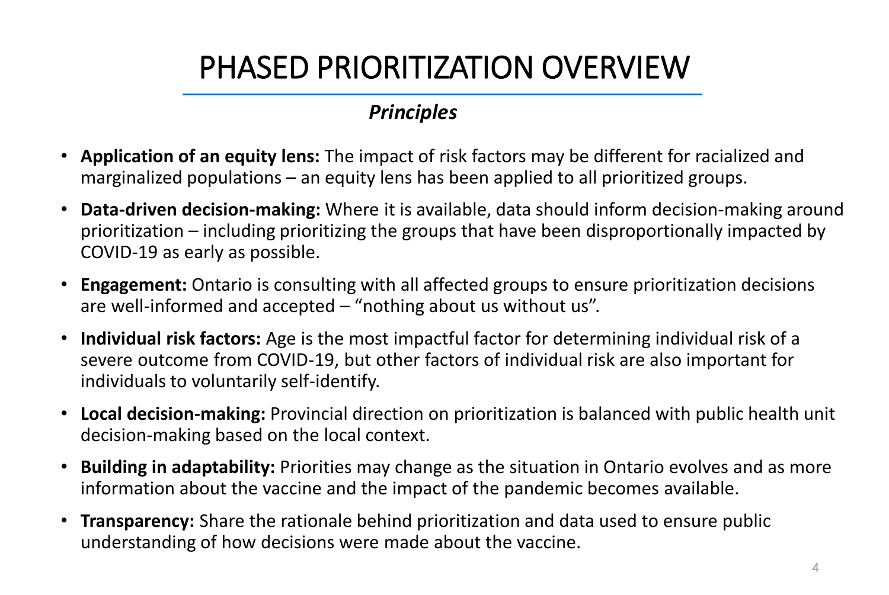# PHASED PRIORITIZATION OVERVIEW

## *Principles*

- **Application of an equity lens:** The impact of risk factors may be different for racialized and marginalized populations – an equity lens has been applied to all prioritized groups.
- **Data-driven decision-making:** Where it is available, data should inform decision-making around prioritization – including prioritizing the groups that have been disproportionally impacted by COVID-19 as early as possible.
- **Engagement:** Ontario is consulting with all affected groups to ensure prioritization decisions are well-informed and accepted – "nothing about us without us".
- **Individual risk factors:** Age is the most impactful factor for determining individual risk of a severe outcome from COVID-19, but other factors of individual risk are also important for individuals to voluntarily self-identify.
- **Local decision-making:** Provincial direction on prioritization is balanced with public health unit decision-making based on the local context.
- **Building in adaptability:** Priorities may change as the situation in Ontario evolves and as more information about the vaccine and the impact of the pandemic becomes available.
- **Transparency:** Share the rationale behind prioritization and data used to ensure public understanding of how decisions were made about the vaccine.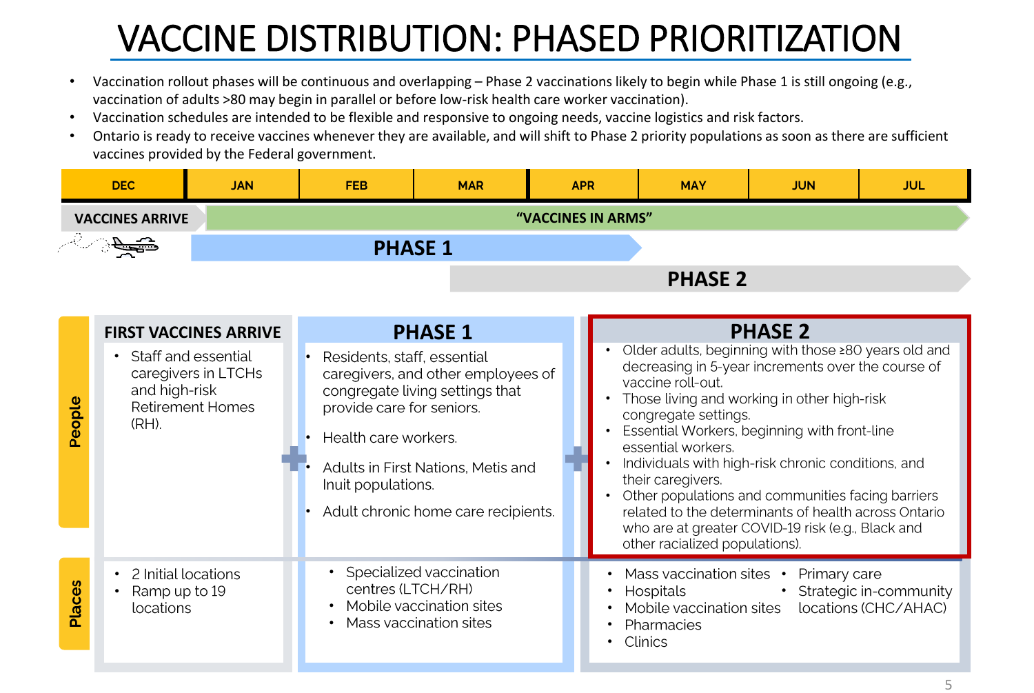# VACCINE DISTRIBUTION: PHASED PRIORITIZATION

- Vaccination rollout phases will be continuous and overlapping – Phase 2 vaccinations likely to begin while Phase 1 is still ongoing (e.g., vaccination of adults >80 may begin in parallel or before low-risk health care worker vaccination).
- Vaccination schedules are intended to be flexible and responsive to ongoing needs, vaccine logistics and risk factors.
- Ontario is ready to receive vaccines whenever they are available, and will shift to Phase 2 priority populations as soon as there are sufficient vaccines provided by the Federal government.

| DEC | JAN | FEB | MAR | APR | MAY | JUN | JUL |
|---|---|---|---|---|---|---|---|
| VACCINES ARRIVE | "VACCINES IN ARMS" | | | | | | |
| | PHASE 1 | | | | | | |
| | | | PHASE 2 | | | | |

| | FIRST VACCINES ARRIVE | PHASE 1 | PHASE 2 |
|---|---|---|---|
| **People** | • Staff and essential caregivers in LTCHs and high-risk Retirement Homes (RH). | • Residents, staff, essential caregivers, and other employees of congregate living settings that provide care for seniors.<br>• Health care workers.<br>• Adults in First Nations, Metis and Inuit populations.<br>• Adult chronic home care recipients. | • Older adults, beginning with those ≥80 years old and decreasing in 5-year increments over the course of vaccine roll-out.<br>• Those living and working in other high-risk congregate settings.<br>• Essential Workers, beginning with front-line essential workers.<br>• Individuals with high-risk chronic conditions, and their caregivers.<br>• Other populations and communities facing barriers related to the determinants of health across Ontario who are at greater COVID-19 risk (e.g., Black and other racialized populations). |
| **Places** | • 2 Initial locations<br>• Ramp up to 19 locations | • Specialized vaccination centres (LTCH/RH)<br>• Mobile vaccination sites<br>• Mass vaccination sites | • Mass vaccination sites<br>• Hospitals<br>• Mobile vaccination sites<br>• Pharmacies<br>• Clinics<br>• Primary care<br>• Strategic in-community locations (CHC/AHAC) |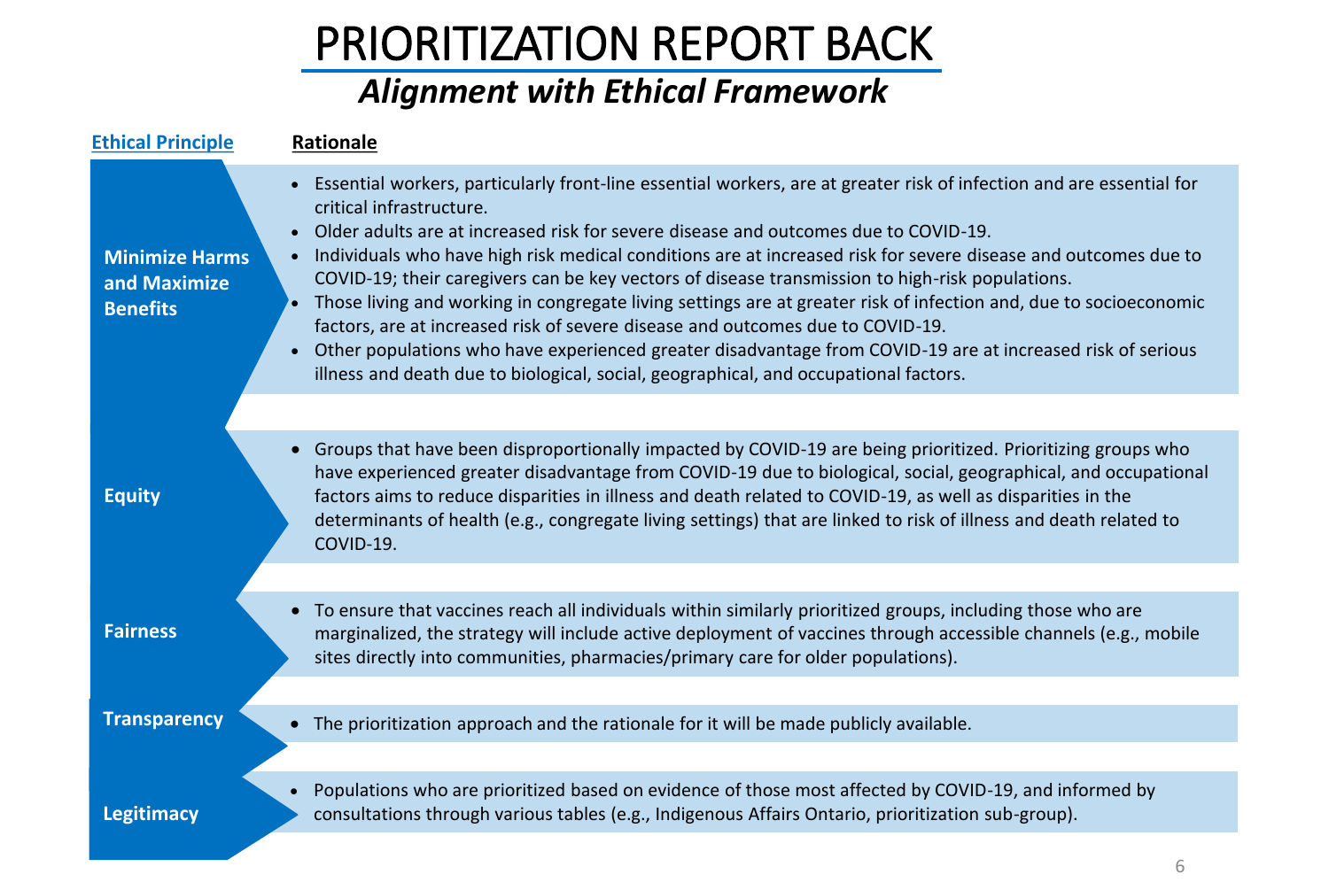# PRIORITIZATION REPORT BACK

## *Alignment with Ethical Framework*

| Ethical Principle | Rationale |
|---|---|
| **Minimize Harms and Maximize Benefits** | • Essential workers, particularly front-line essential workers, are at greater risk of infection and are essential for critical infrastructure.<br>• Older adults are at increased risk for severe disease and outcomes due to COVID-19.<br>• Individuals who have high risk medical conditions are at increased risk for severe disease and outcomes due to COVID-19; their caregivers can be key vectors of disease transmission to high-risk populations.<br>• Those living and working in congregate living settings are at greater risk of infection and, due to socioeconomic factors, are at increased risk of severe disease and outcomes due to COVID-19.<br>• Other populations who have experienced greater disadvantage from COVID-19 are at increased risk of serious illness and death due to biological, social, geographical, and occupational factors. |
| **Equity** | • Groups that have been disproportionally impacted by COVID-19 are being prioritized. Prioritizing groups who have experienced greater disadvantage from COVID-19 due to biological, social, geographical, and occupational factors aims to reduce disparities in illness and death related to COVID-19, as well as disparities in the determinants of health (e.g., congregate living settings) that are linked to risk of illness and death related to COVID-19. |
| **Fairness** | • To ensure that vaccines reach all individuals within similarly prioritized groups, including those who are marginalized, the strategy will include active deployment of vaccines through accessible channels (e.g., mobile sites directly into communities, pharmacies/primary care for older populations). |
| **Transparency** | • The prioritization approach and the rationale for it will be made publicly available. |
| **Legitimacy** | • Populations who are prioritized based on evidence of those most affected by COVID-19, and informed by consultations through various tables (e.g., Indigenous Affairs Ontario, prioritization sub-group). |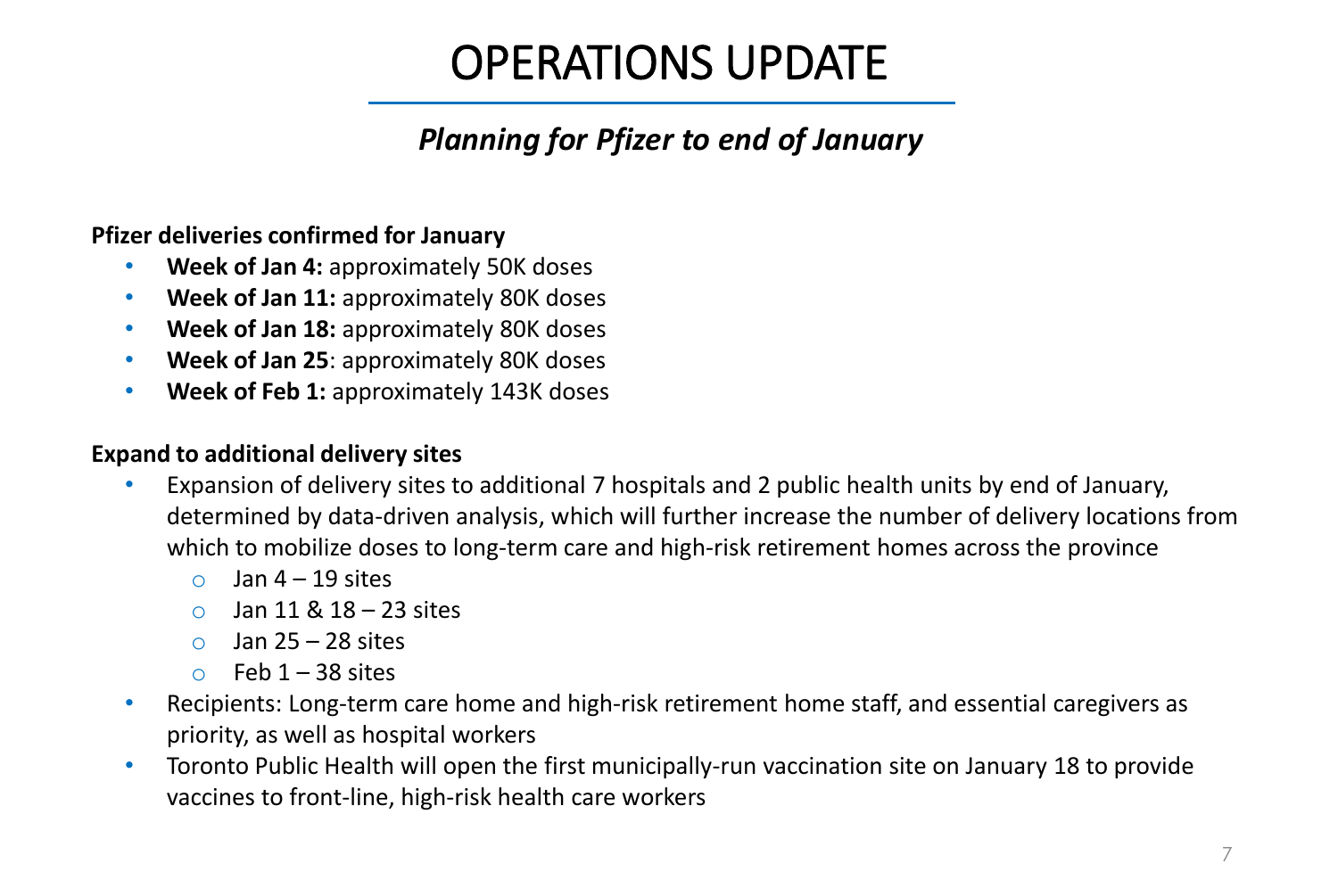# OPERATIONS UPDATE

## *Planning for Pfizer to end of January*

**Pfizer deliveries confirmed for January**

- **Week of Jan 4:** approximately 50K doses
- **Week of Jan 11:** approximately 80K doses
- **Week of Jan 18:** approximately 80K doses
- **Week of Jan 25**: approximately 80K doses
- **Week of Feb 1:** approximately 143K doses

**Expand to additional delivery sites**

- Expansion of delivery sites to additional 7 hospitals and 2 public health units by end of January, determined by data-driven analysis, which will further increase the number of delivery locations from which to mobilize doses to long-term care and high-risk retirement homes across the province
  - Jan 4 – 19 sites
  - Jan 11 & 18 – 23 sites
  - Jan 25 – 28 sites
  - Feb 1 – 38 sites
- Recipients: Long-term care home and high-risk retirement home staff, and essential caregivers as priority, as well as hospital workers
- Toronto Public Health will open the first municipally-run vaccination site on January 18 to provide vaccines to front-line, high-risk health care workers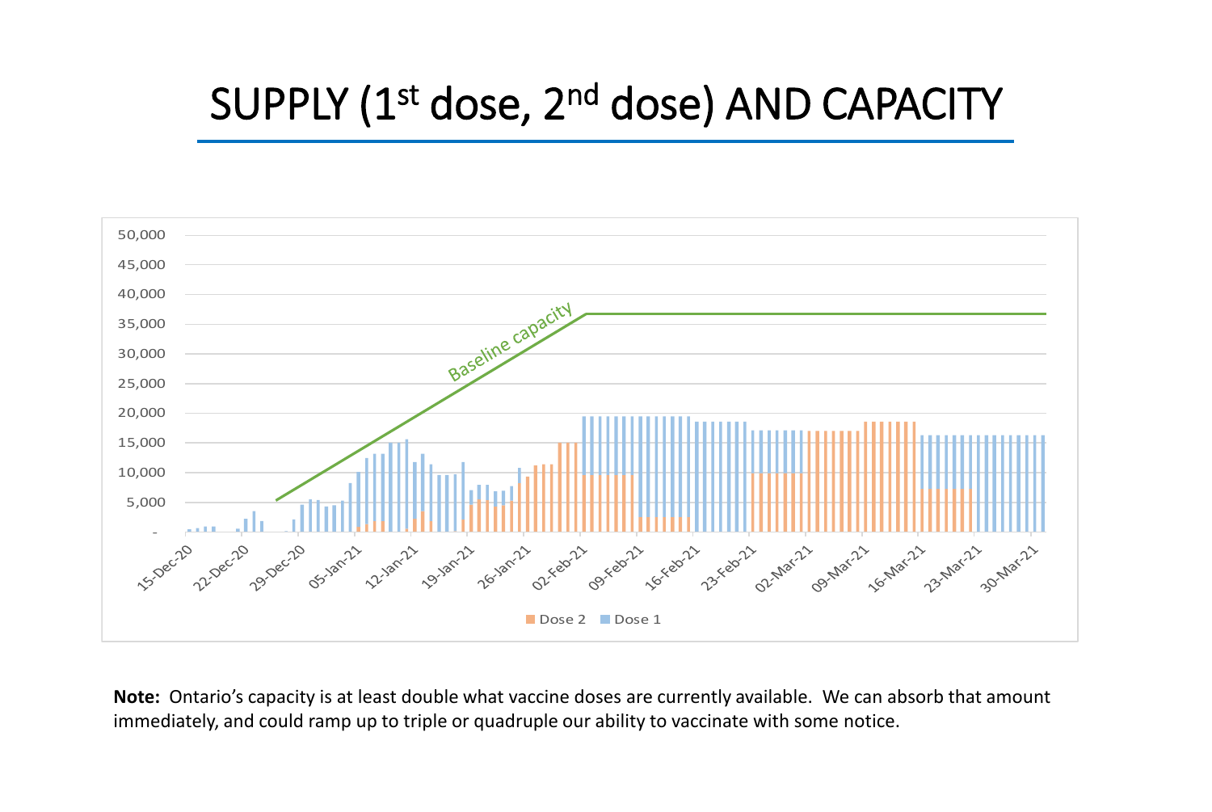# SUPPLY (1st dose, 2nd dose) AND CAPACITY

**Note:** Ontario's capacity is at least double what vaccine doses are currently available. We can absorb that amount immediately, and could ramp up to triple or quadruple our ability to vaccinate with some notice.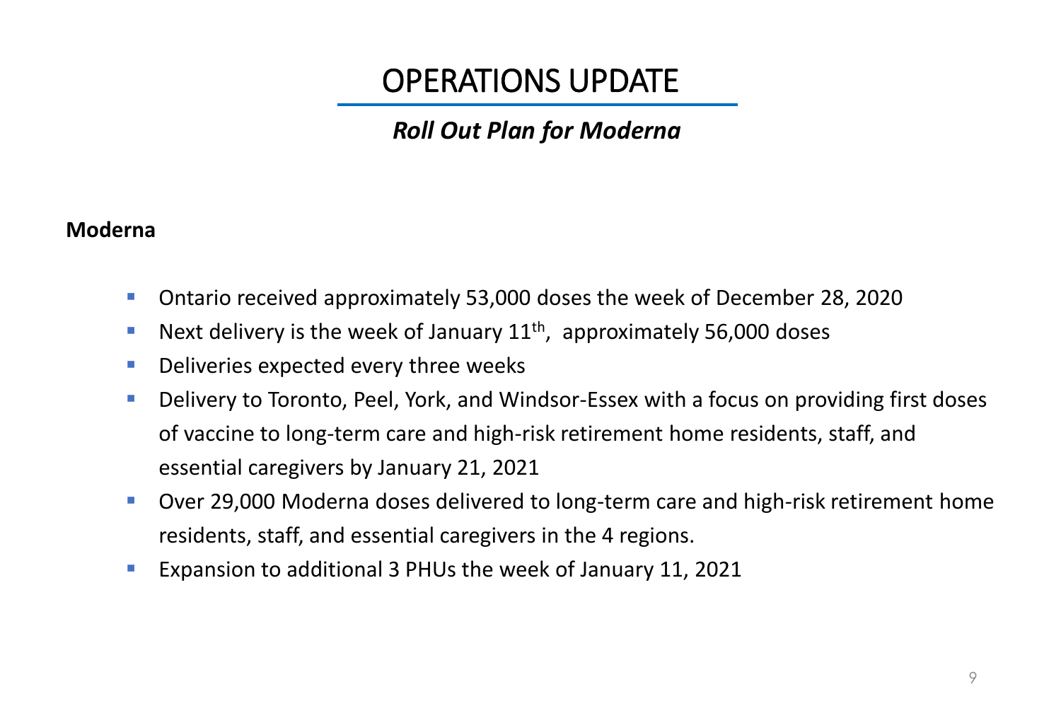# OPERATIONS UPDATE

## *Roll Out Plan for Moderna*

**Moderna**

- Ontario received approximately 53,000 doses the week of December 28, 2020
- Next delivery is the week of January 11th, approximately 56,000 doses
- Deliveries expected every three weeks
- Delivery to Toronto, Peel, York, and Windsor-Essex with a focus on providing first doses of vaccine to long-term care and high-risk retirement home residents, staff, and essential caregivers by January 21, 2021
- Over 29,000 Moderna doses delivered to long-term care and high-risk retirement home residents, staff, and essential caregivers in the 4 regions.
- Expansion to additional 3 PHUs the week of January 11, 2021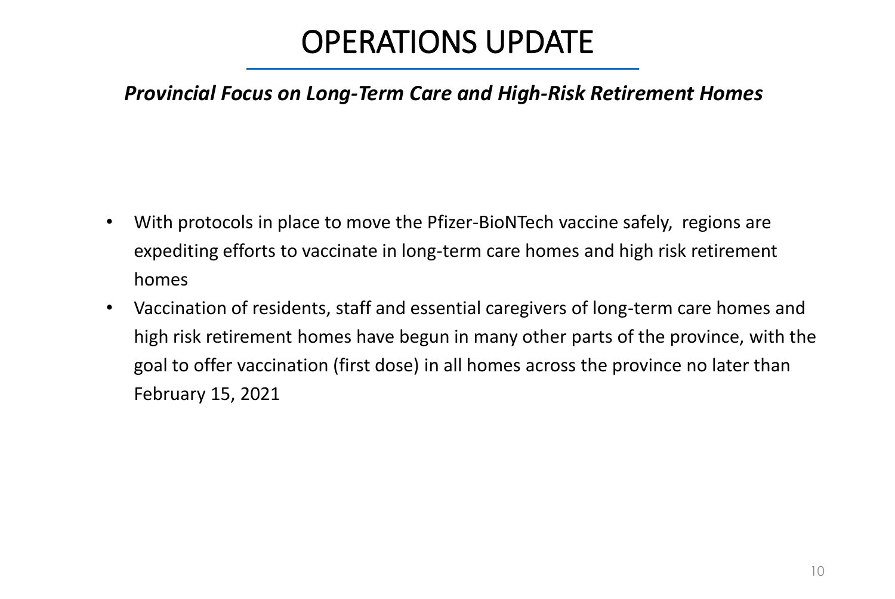# OPERATIONS UPDATE

***Provincial Focus on Long-Term Care and High-Risk Retirement Homes***

- With protocols in place to move the Pfizer-BioNTech vaccine safely, regions are expediting efforts to vaccinate in long-term care homes and high risk retirement homes
- Vaccination of residents, staff and essential caregivers of long-term care homes and high risk retirement homes have begun in many other parts of the province, with the goal to offer vaccination (first dose) in all homes across the province no later than February 15, 2021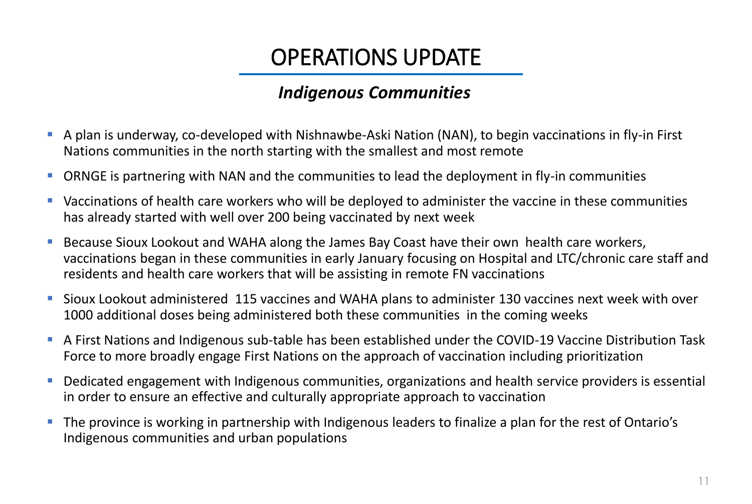# OPERATIONS UPDATE

## *Indigenous Communities*

- A plan is underway, co-developed with Nishnawbe-Aski Nation (NAN), to begin vaccinations in fly-in First Nations communities in the north starting with the smallest and most remote
- ORNGE is partnering with NAN and the communities to lead the deployment in fly-in communities
- Vaccinations of health care workers who will be deployed to administer the vaccine in these communities has already started with well over 200 being vaccinated by next week
- Because Sioux Lookout and WAHA along the James Bay Coast have their own health care workers, vaccinations began in these communities in early January focusing on Hospital and LTC/chronic care staff and residents and health care workers that will be assisting in remote FN vaccinations
- Sioux Lookout administered 115 vaccines and WAHA plans to administer 130 vaccines next week with over 1000 additional doses being administered both these communities in the coming weeks
- A First Nations and Indigenous sub-table has been established under the COVID-19 Vaccine Distribution Task Force to more broadly engage First Nations on the approach of vaccination including prioritization
- Dedicated engagement with Indigenous communities, organizations and health service providers is essential in order to ensure an effective and culturally appropriate approach to vaccination
- The province is working in partnership with Indigenous leaders to finalize a plan for the rest of Ontario's Indigenous communities and urban populations